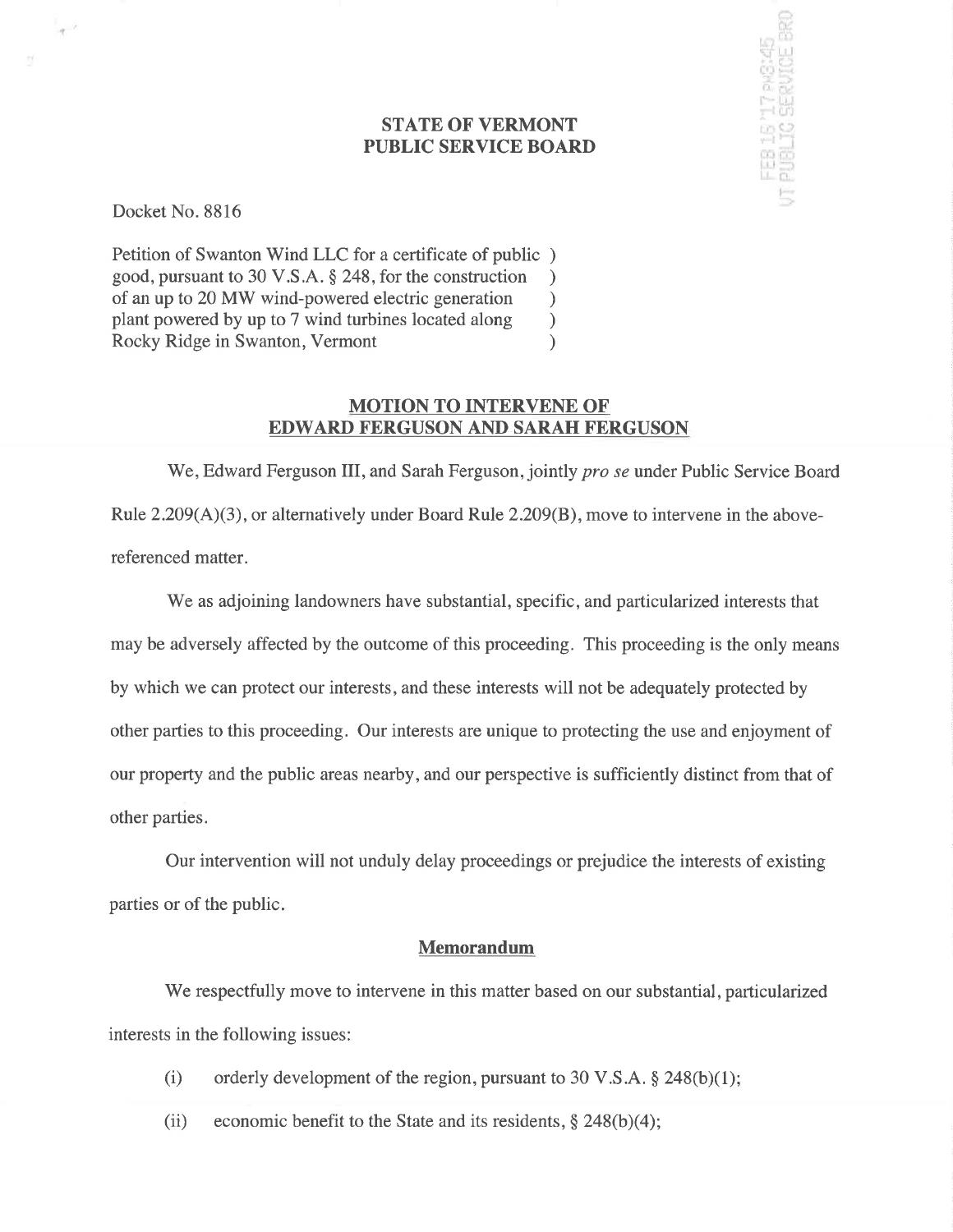**STATE OF VERMONT**
**PUBLIC SERVICE BOARD**

Docket No. 8816

Petition of Swanton Wind LLC for a certificate of public )
good, pursuant to 30 V.S.A. § 248, for the construction )
of an up to 20 MW wind-powered electric generation )
plant powered by up to 7 wind turbines located along )
Rocky Ridge in Swanton, Vermont )

## MOTION TO INTERVENE OF EDWARD FERGUSON AND SARAH FERGUSON

We, Edward Ferguson III, and Sarah Ferguson, jointly *pro se* under Public Service Board Rule 2.209(A)(3), or alternatively under Board Rule 2.209(B), move to intervene in the above-referenced matter.

We as adjoining landowners have substantial, specific, and particularized interests that may be adversely affected by the outcome of this proceeding. This proceeding is the only means by which we can protect our interests, and these interests will not be adequately protected by other parties to this proceeding. Our interests are unique to protecting the use and enjoyment of our property and the public areas nearby, and our perspective is sufficiently distinct from that of other parties.

Our intervention will not unduly delay proceedings or prejudice the interests of existing parties or of the public.

### Memorandum

We respectfully move to intervene in this matter based on our substantial, particularized interests in the following issues:

(i) orderly development of the region, pursuant to 30 V.S.A. § 248(b)(1);

(ii) economic benefit to the State and its residents, § 248(b)(4);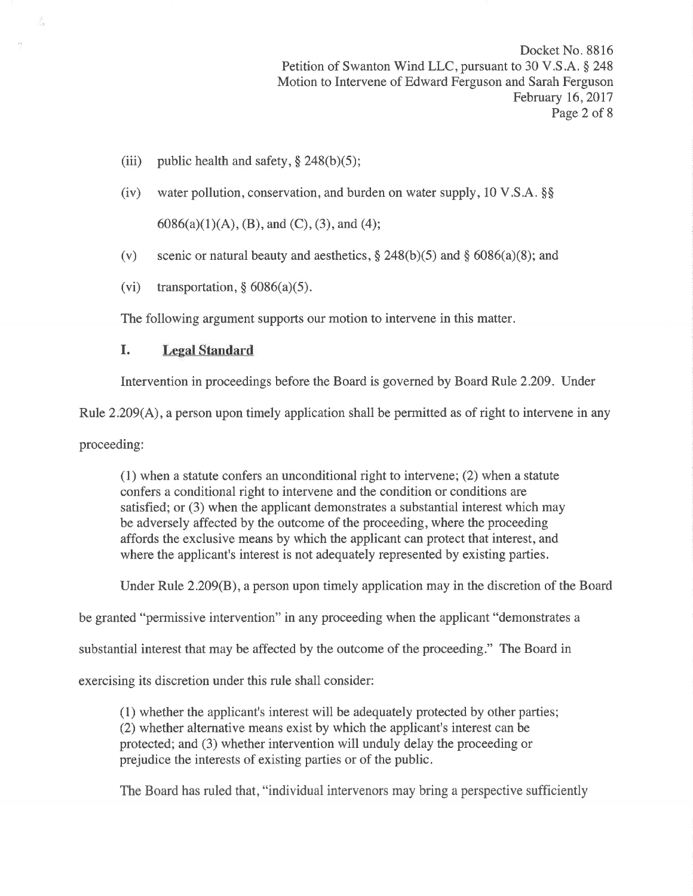(iii) public health and safety, § 248(b)(5);

(iv) water pollution, conservation, and burden on water supply, 10 V.S.A. §§ 6086(a)(1)(A), (B), and (C), (3), and (4);

(v) scenic or natural beauty and aesthetics, § 248(b)(5) and § 6086(a)(8); and

(vi) transportation, § 6086(a)(5).

The following argument supports our motion to intervene in this matter.

## I. Legal Standard

Intervention in proceedings before the Board is governed by Board Rule 2.209. Under Rule 2.209(A), a person upon timely application shall be permitted as of right to intervene in any proceeding:

> (1) when a statute confers an unconditional right to intervene; (2) when a statute confers a conditional right to intervene and the condition or conditions are satisfied; or (3) when the applicant demonstrates a substantial interest which may be adversely affected by the outcome of the proceeding, where the proceeding affords the exclusive means by which the applicant can protect that interest, and where the applicant's interest is not adequately represented by existing parties.

Under Rule 2.209(B), a person upon timely application may in the discretion of the Board be granted "permissive intervention" in any proceeding when the applicant "demonstrates a substantial interest that may be affected by the outcome of the proceeding." The Board in exercising its discretion under this rule shall consider:

> (1) whether the applicant's interest will be adequately protected by other parties; (2) whether alternative means exist by which the applicant's interest can be protected; and (3) whether intervention will unduly delay the proceeding or prejudice the interests of existing parties or of the public.

The Board has ruled that, "individual intervenors may bring a perspective sufficiently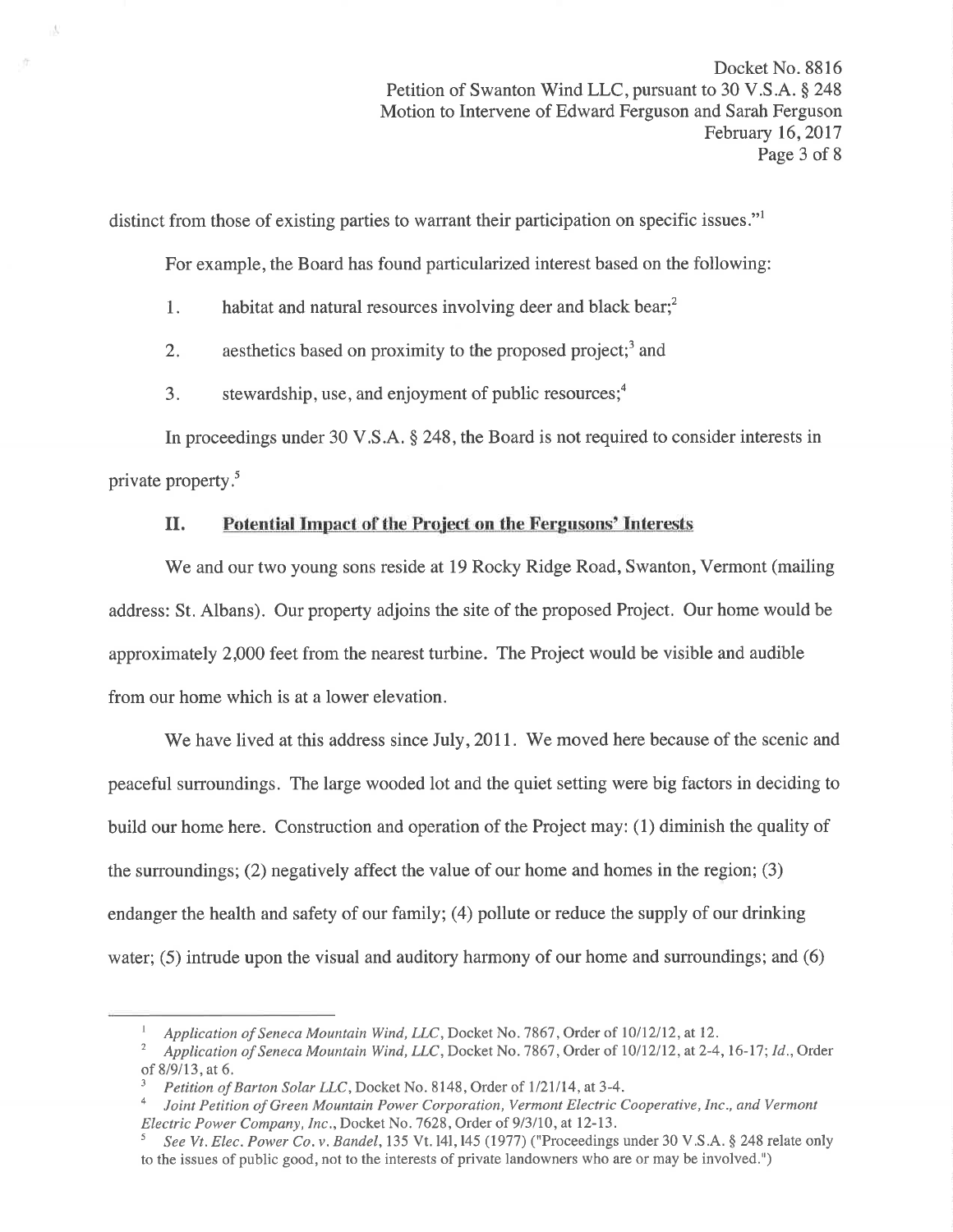distinct from those of existing parties to warrant their participation on specific issues."[1]

For example, the Board has found particularized interest based on the following:

1. habitat and natural resources involving deer and black bear;[2]
2. aesthetics based on proximity to the proposed project;[3] and
3. stewardship, use, and enjoyment of public resources;[4]

In proceedings under 30 V.S.A. § 248, the Board is not required to consider interests in private property.[5]

## II. Potential Impact of the Project on the Fergusons' Interests

We and our two young sons reside at 19 Rocky Ridge Road, Swanton, Vermont (mailing address: St. Albans). Our property adjoins the site of the proposed Project. Our home would be approximately 2,000 feet from the nearest turbine. The Project would be visible and audible from our home which is at a lower elevation.

We have lived at this address since July, 2011. We moved here because of the scenic and peaceful surroundings. The large wooded lot and the quiet setting were big factors in deciding to build our home here. Construction and operation of the Project may: (1) diminish the quality of the surroundings; (2) negatively affect the value of our home and homes in the region; (3) endanger the health and safety of our family; (4) pollute or reduce the supply of our drinking water; (5) intrude upon the visual and auditory harmony of our home and surroundings; and (6)

---

[1] *Application of Seneca Mountain Wind, LLC*, Docket No. 7867, Order of 10/12/12, at 12.

[2] *Application of Seneca Mountain Wind, LLC*, Docket No. 7867, Order of 10/12/12, at 2-4, 16-17; *Id*., Order of 8/9/13, at 6.

[3] *Petition of Barton Solar LLC*, Docket No. 8148, Order of 1/21/14, at 3-4.

[4] *Joint Petition of Green Mountain Power Corporation, Vermont Electric Cooperative, Inc., and Vermont Electric Power Company, Inc*., Docket No. 7628, Order of 9/3/10, at 12-13.

[5] *See Vt. Elec. Power Co. v. Bandel*, 135 Vt. 141, 145 (1977) ("Proceedings under 30 V.S.A. § 248 relate only to the issues of public good, not to the interests of private landowners who are or may be involved.")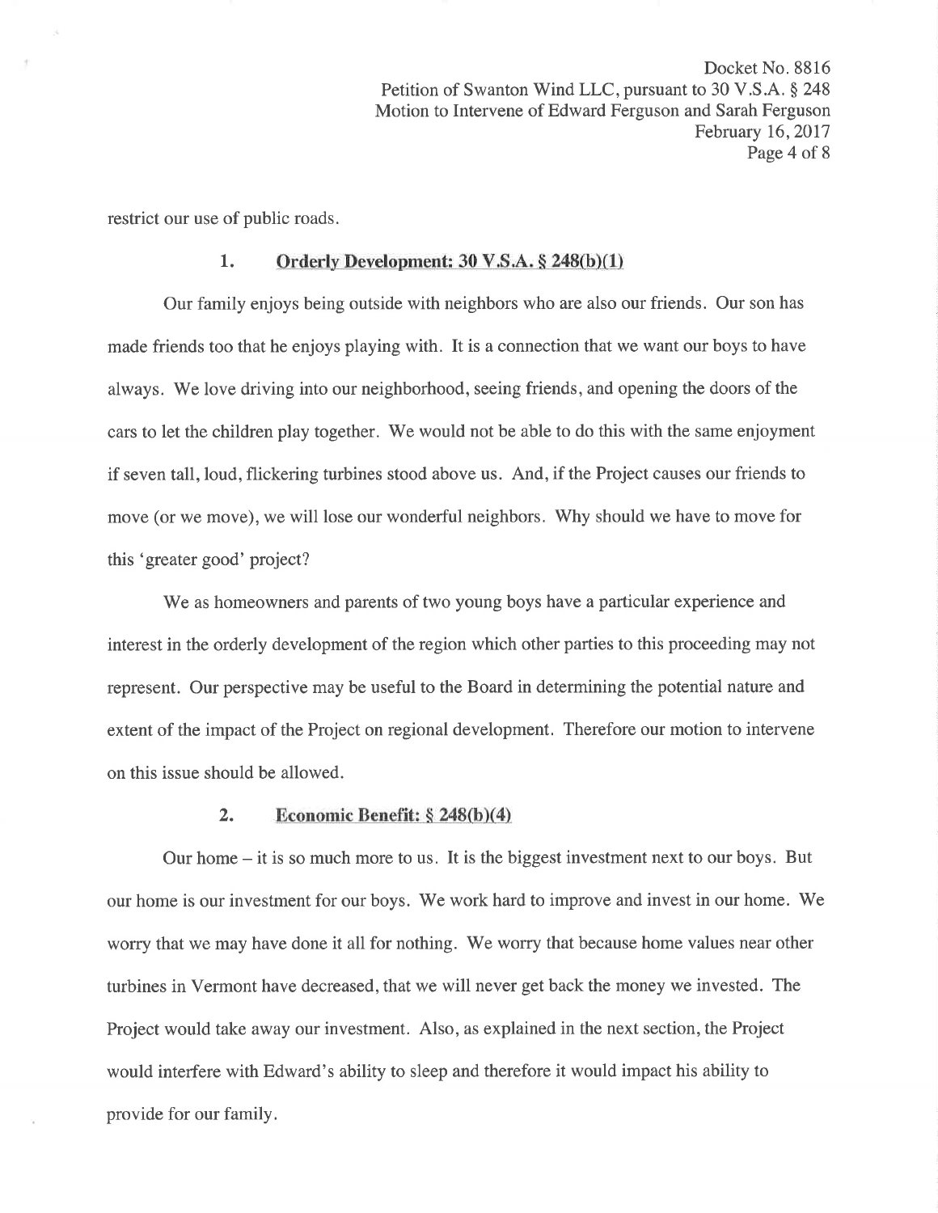restrict our use of public roads.

### 1. <u>Orderly Development: 30 V.S.A. § 248(b)(1)</u>

Our family enjoys being outside with neighbors who are also our friends. Our son has made friends too that he enjoys playing with. It is a connection that we want our boys to have always. We love driving into our neighborhood, seeing friends, and opening the doors of the cars to let the children play together. We would not be able to do this with the same enjoyment if seven tall, loud, flickering turbines stood above us. And, if the Project causes our friends to move (or we move), we will lose our wonderful neighbors. Why should we have to move for this 'greater good' project?

We as homeowners and parents of two young boys have a particular experience and interest in the orderly development of the region which other parties to this proceeding may not represent. Our perspective may be useful to the Board in determining the potential nature and extent of the impact of the Project on regional development. Therefore our motion to intervene on this issue should be allowed.

### 2. <u>Economic Benefit: § 248(b)(4)</u>

Our home – it is so much more to us. It is the biggest investment next to our boys. But our home is our investment for our boys. We work hard to improve and invest in our home. We worry that we may have done it all for nothing. We worry that because home values near other turbines in Vermont have decreased, that we will never get back the money we invested. The Project would take away our investment. Also, as explained in the next section, the Project would interfere with Edward's ability to sleep and therefore it would impact his ability to provide for our family.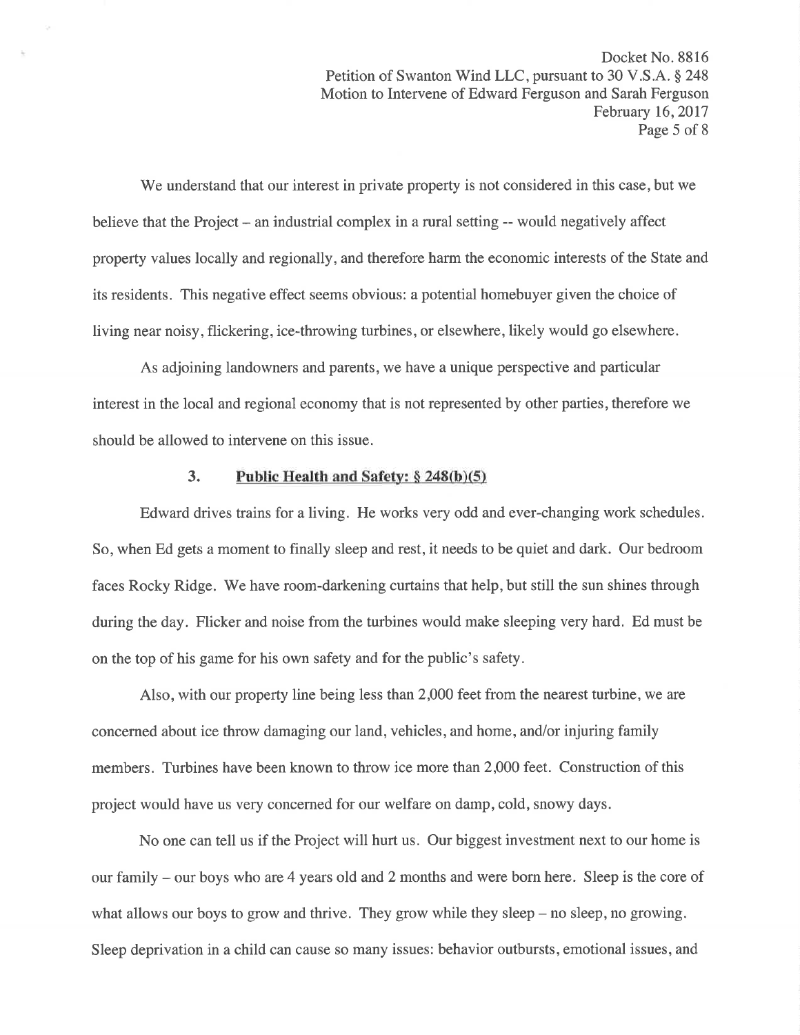We understand that our interest in private property is not considered in this case, but we believe that the Project – an industrial complex in a rural setting -- would negatively affect property values locally and regionally, and therefore harm the economic interests of the State and its residents. This negative effect seems obvious: a potential homebuyer given the choice of living near noisy, flickering, ice-throwing turbines, or elsewhere, likely would go elsewhere.

As adjoining landowners and parents, we have a unique perspective and particular interest in the local and regional economy that is not represented by other parties, therefore we should be allowed to intervene on this issue.

### 3. Public Health and Safety: § 248(b)(5)

Edward drives trains for a living. He works very odd and ever-changing work schedules. So, when Ed gets a moment to finally sleep and rest, it needs to be quiet and dark. Our bedroom faces Rocky Ridge. We have room-darkening curtains that help, but still the sun shines through during the day. Flicker and noise from the turbines would make sleeping very hard. Ed must be on the top of his game for his own safety and for the public's safety.

Also, with our property line being less than 2,000 feet from the nearest turbine, we are concerned about ice throw damaging our land, vehicles, and home, and/or injuring family members. Turbines have been known to throw ice more than 2,000 feet. Construction of this project would have us very concerned for our welfare on damp, cold, snowy days.

No one can tell us if the Project will hurt us. Our biggest investment next to our home is our family – our boys who are 4 years old and 2 months and were born here. Sleep is the core of what allows our boys to grow and thrive. They grow while they sleep – no sleep, no growing. Sleep deprivation in a child can cause so many issues: behavior outbursts, emotional issues, and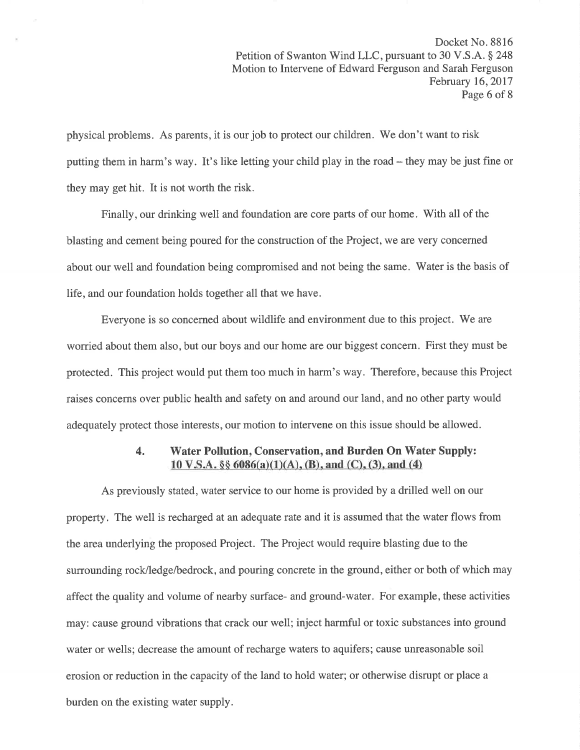physical problems. As parents, it is our job to protect our children. We don't want to risk putting them in harm's way. It's like letting your child play in the road – they may be just fine or they may get hit. It is not worth the risk.

Finally, our drinking well and foundation are core parts of our home. With all of the blasting and cement being poured for the construction of the Project, we are very concerned about our well and foundation being compromised and not being the same. Water is the basis of life, and our foundation holds together all that we have.

Everyone is so concerned about wildlife and environment due to this project. We are worried about them also, but our boys and our home are our biggest concern. First they must be protected. This project would put them too much in harm's way. Therefore, because this Project raises concerns over public health and safety on and around our land, and no other party would adequately protect those interests, our motion to intervene on this issue should be allowed.

### 4. Water Pollution, Conservation, and Burden On Water Supply: <u>10 V.S.A. §§ 6086(a)(1)(A), (B), and (C), (3), and (4)</u>

As previously stated, water service to our home is provided by a drilled well on our property. The well is recharged at an adequate rate and it is assumed that the water flows from the area underlying the proposed Project. The Project would require blasting due to the surrounding rock/ledge/bedrock, and pouring concrete in the ground, either or both of which may affect the quality and volume of nearby surface- and ground-water. For example, these activities may: cause ground vibrations that crack our well; inject harmful or toxic substances into ground water or wells; decrease the amount of recharge waters to aquifers; cause unreasonable soil erosion or reduction in the capacity of the land to hold water; or otherwise disrupt or place a burden on the existing water supply.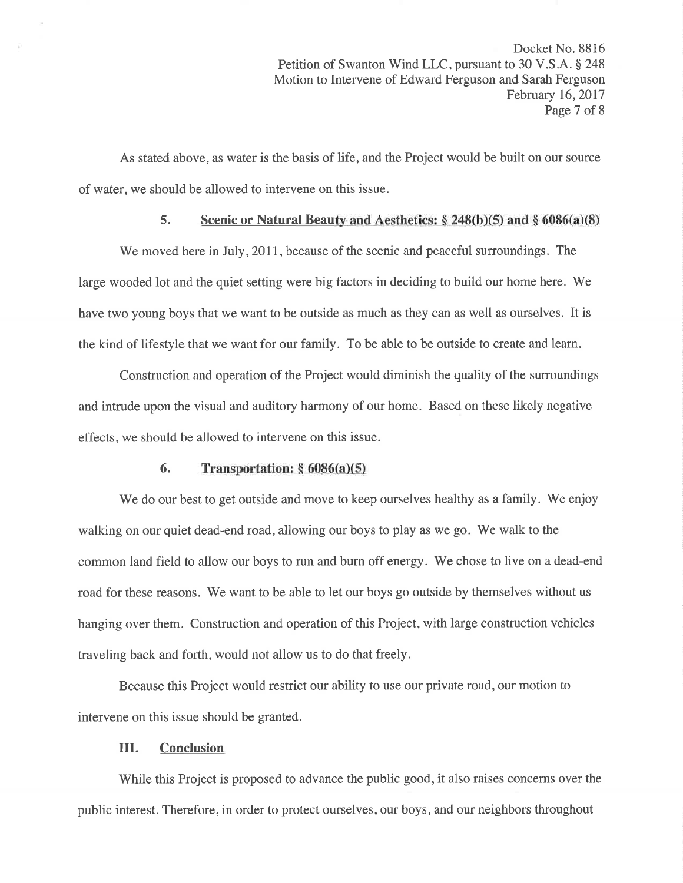As stated above, as water is the basis of life, and the Project would be built on our source of water, we should be allowed to intervene on this issue.

### 5. **Scenic or Natural Beauty and Aesthetics: § 248(b)(5) and § 6086(a)(8)**

We moved here in July, 2011, because of the scenic and peaceful surroundings. The large wooded lot and the quiet setting were big factors in deciding to build our home here. We have two young boys that we want to be outside as much as they can as well as ourselves. It is the kind of lifestyle that we want for our family. To be able to be outside to create and learn.

Construction and operation of the Project would diminish the quality of the surroundings and intrude upon the visual and auditory harmony of our home. Based on these likely negative effects, we should be allowed to intervene on this issue.

### 6. **Transportation: § 6086(a)(5)**

We do our best to get outside and move to keep ourselves healthy as a family. We enjoy walking on our quiet dead-end road, allowing our boys to play as we go. We walk to the common land field to allow our boys to run and burn off energy. We chose to live on a dead-end road for these reasons. We want to be able to let our boys go outside by themselves without us hanging over them. Construction and operation of this Project, with large construction vehicles traveling back and forth, would not allow us to do that freely.

Because this Project would restrict our ability to use our private road, our motion to intervene on this issue should be granted.

## III. **Conclusion**

While this Project is proposed to advance the public good, it also raises concerns over the public interest. Therefore, in order to protect ourselves, our boys, and our neighbors throughout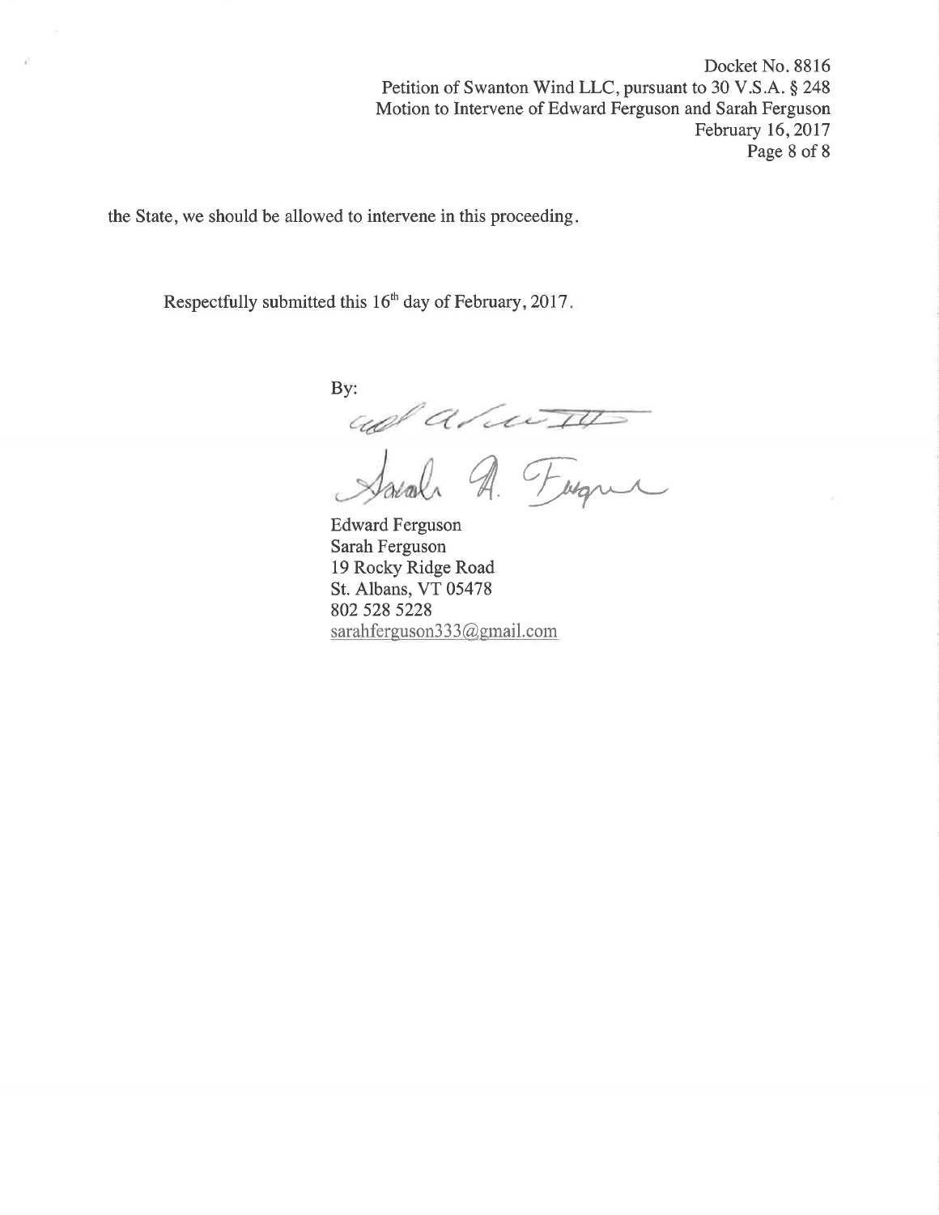the State, we should be allowed to intervene in this proceeding.

Respectfully submitted this 16th day of February, 2017.

By:

Edward Ferguson
Sarah Ferguson
19 Rocky Ridge Road
St. Albans, VT 05478
802 528 5228
sarahferguson333@gmail.com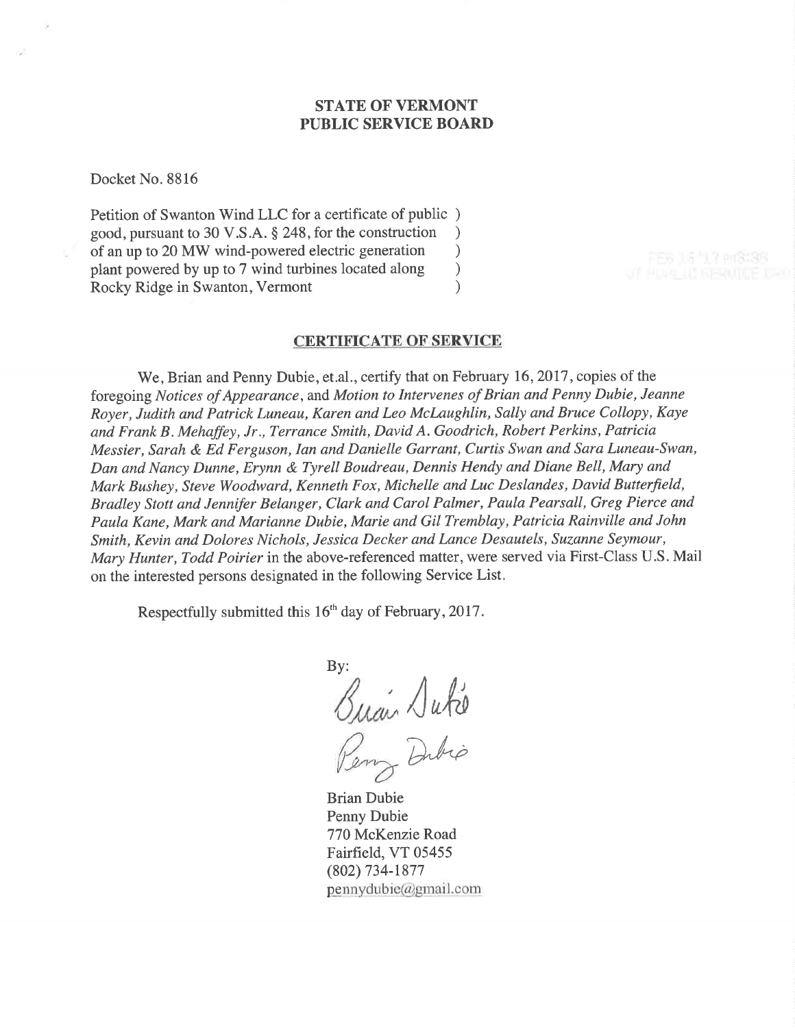**STATE OF VERMONT**
**PUBLIC SERVICE BOARD**

Docket No. 8816

Petition of Swanton Wind LLC for a certificate of public )
good, pursuant to 30 V.S.A. § 248, for the construction )
of an up to 20 MW wind-powered electric generation )
plant powered by up to 7 wind turbines located along )
Rocky Ridge in Swanton, Vermont )

**CERTIFICATE OF SERVICE**

We, Brian and Penny Dubie, et.al., certify that on February 16, 2017, copies of the foregoing *Notices of Appearance*, and *Motion to Intervenes of Brian and Penny Dubie, Jeanne Royer, Judith and Patrick Luneau, Karen and Leo McLaughlin, Sally and Bruce Collopy, Kaye and Frank B. Mehaffey, Jr., Terrance Smith, David A. Goodrich, Robert Perkins, Patricia Messier, Sarah & Ed Ferguson, Ian and Danielle Garrant, Curtis Swan and Sara Luneau-Swan, Dan and Nancy Dunne, Erynn & Tyrell Boudreau, Dennis Hendy and Diane Bell, Mary and Mark Bushey, Steve Woodward, Kenneth Fox, Michelle and Luc Deslandes, David Butterfield, Bradley Stott and Jennifer Belanger, Clark and Carol Palmer, Paula Pearsall, Greg Pierce and Paula Kane, Mark and Marianne Dubie, Marie and Gil Tremblay, Patricia Rainville and John Smith, Kevin and Dolores Nichols, Jessica Decker and Lance Desautels, Suzanne Seymour, Mary Hunter, Todd Poirier* in the above-referenced matter, were served via First-Class U.S. Mail on the interested persons designated in the following Service List.

Respectfully submitted this 16th day of February, 2017.

By:

Brian Dubie
Penny Dubie
770 McKenzie Road
Fairfield, VT 05455
(802) 734-1877
pennydubie@gmail.com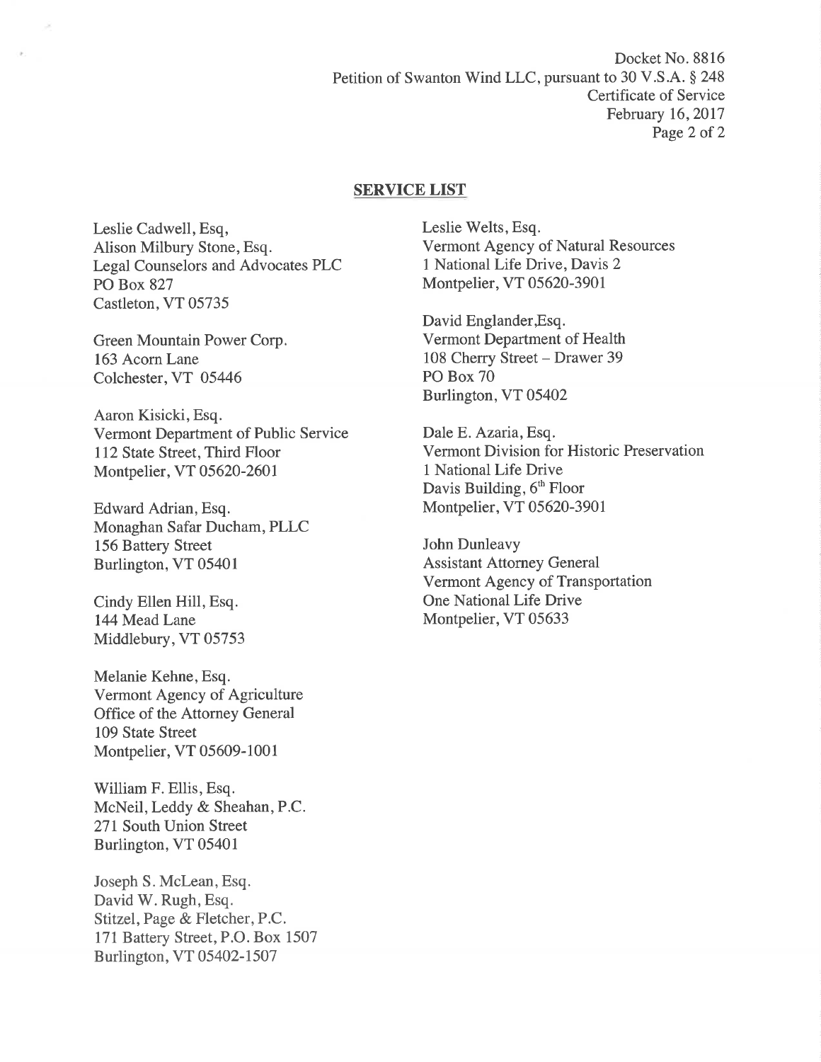## SERVICE LIST

Leslie Cadwell, Esq,
Alison Milbury Stone, Esq.
Legal Counselors and Advocates PLC
PO Box 827
Castleton, VT 05735

Green Mountain Power Corp.
163 Acorn Lane
Colchester, VT 05446

Aaron Kisicki, Esq.
Vermont Department of Public Service
112 State Street, Third Floor
Montpelier, VT 05620-2601

Edward Adrian, Esq.
Monaghan Safar Ducham, PLLC
156 Battery Street
Burlington, VT 05401

Cindy Ellen Hill, Esq.
144 Mead Lane
Middlebury, VT 05753

Melanie Kehne, Esq.
Vermont Agency of Agriculture
Office of the Attorney General
109 State Street
Montpelier, VT 05609-1001

William F. Ellis, Esq.
McNeil, Leddy & Sheahan, P.C.
271 South Union Street
Burlington, VT 05401

Joseph S. McLean, Esq.
David W. Rugh, Esq.
Stitzel, Page & Fletcher, P.C.
171 Battery Street, P.O. Box 1507
Burlington, VT 05402-1507

Leslie Welts, Esq.
Vermont Agency of Natural Resources
1 National Life Drive, Davis 2
Montpelier, VT 05620-3901

David Englander,Esq.
Vermont Department of Health
108 Cherry Street – Drawer 39
PO Box 70
Burlington, VT 05402

Dale E. Azaria, Esq.
Vermont Division for Historic Preservation
1 National Life Drive
Davis Building, 6th Floor
Montpelier, VT 05620-3901

John Dunleavy
Assistant Attorney General
Vermont Agency of Transportation
One National Life Drive
Montpelier, VT 05633